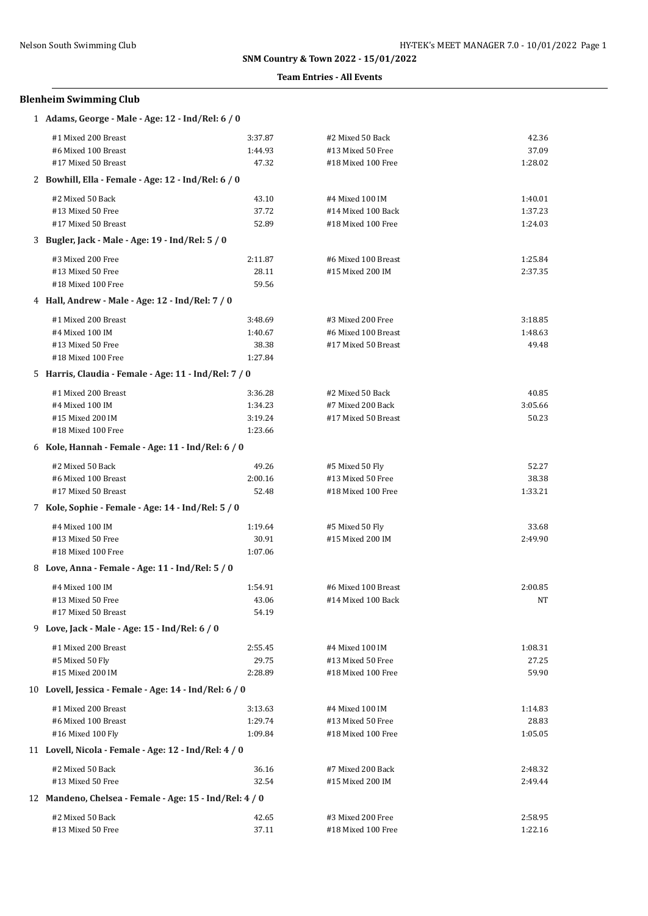## SNM Country & Town 2022 - 15/01/2022

### Team Entries - All Events

### Blenheim Swimming Club

**1 Adams, George - Male - Age: 12 - Ind/Rel: 6 / 0**

| Event | Time | Event | Time |
|---|---|---|---|
| #1 Mixed 200 Breast | 3:37.87 | #2 Mixed 50 Back | 42.36 |
| #6 Mixed 100 Breast | 1:44.93 | #13 Mixed 50 Free | 37.09 |
| #17 Mixed 50 Breast | 47.32 | #18 Mixed 100 Free | 1:28.02 |

**2 Bowhill, Ella - Female - Age: 12 - Ind/Rel: 6 / 0**

| Event | Time | Event | Time |
|---|---|---|---|
| #2 Mixed 50 Back | 43.10 | #4 Mixed 100 IM | 1:40.01 |
| #13 Mixed 50 Free | 37.72 | #14 Mixed 100 Back | 1:37.23 |
| #17 Mixed 50 Breast | 52.89 | #18 Mixed 100 Free | 1:24.03 |

**3 Bugler, Jack - Male - Age: 19 - Ind/Rel: 5 / 0**

| Event | Time | Event | Time |
|---|---|---|---|
| #3 Mixed 200 Free | 2:11.87 | #6 Mixed 100 Breast | 1:25.84 |
| #13 Mixed 50 Free | 28.11 | #15 Mixed 200 IM | 2:37.35 |
| #18 Mixed 100 Free | 59.56 | | |

**4 Hall, Andrew - Male - Age: 12 - Ind/Rel: 7 / 0**

| Event | Time | Event | Time |
|---|---|---|---|
| #1 Mixed 200 Breast | 3:48.69 | #3 Mixed 200 Free | 3:18.85 |
| #4 Mixed 100 IM | 1:40.67 | #6 Mixed 100 Breast | 1:48.63 |
| #13 Mixed 50 Free | 38.38 | #17 Mixed 50 Breast | 49.48 |
| #18 Mixed 100 Free | 1:27.84 | | |

**5 Harris, Claudia - Female - Age: 11 - Ind/Rel: 7 / 0**

| Event | Time | Event | Time |
|---|---|---|---|
| #1 Mixed 200 Breast | 3:36.28 | #2 Mixed 50 Back | 40.85 |
| #4 Mixed 100 IM | 1:34.23 | #7 Mixed 200 Back | 3:05.66 |
| #15 Mixed 200 IM | 3:19.24 | #17 Mixed 50 Breast | 50.23 |
| #18 Mixed 100 Free | 1:23.66 | | |

**6 Kole, Hannah - Female - Age: 11 - Ind/Rel: 6 / 0**

| Event | Time | Event | Time |
|---|---|---|---|
| #2 Mixed 50 Back | 49.26 | #5 Mixed 50 Fly | 52.27 |
| #6 Mixed 100 Breast | 2:00.16 | #13 Mixed 50 Free | 38.38 |
| #17 Mixed 50 Breast | 52.48 | #18 Mixed 100 Free | 1:33.21 |

**7 Kole, Sophie - Female - Age: 14 - Ind/Rel: 5 / 0**

| Event | Time | Event | Time |
|---|---|---|---|
| #4 Mixed 100 IM | 1:19.64 | #5 Mixed 50 Fly | 33.68 |
| #13 Mixed 50 Free | 30.91 | #15 Mixed 200 IM | 2:49.90 |
| #18 Mixed 100 Free | 1:07.06 | | |

**8 Love, Anna - Female - Age: 11 - Ind/Rel: 5 / 0**

| Event | Time | Event | Time |
|---|---|---|---|
| #4 Mixed 100 IM | 1:54.91 | #6 Mixed 100 Breast | 2:00.85 |
| #13 Mixed 50 Free | 43.06 | #14 Mixed 100 Back | NT |
| #17 Mixed 50 Breast | 54.19 | | |

**9 Love, Jack - Male - Age: 15 - Ind/Rel: 6 / 0**

| Event | Time | Event | Time |
|---|---|---|---|
| #1 Mixed 200 Breast | 2:55.45 | #4 Mixed 100 IM | 1:08.31 |
| #5 Mixed 50 Fly | 29.75 | #13 Mixed 50 Free | 27.25 |
| #15 Mixed 200 IM | 2:28.89 | #18 Mixed 100 Free | 59.90 |

**10 Lovell, Jessica - Female - Age: 14 - Ind/Rel: 6 / 0**

| Event | Time | Event | Time |
|---|---|---|---|
| #1 Mixed 200 Breast | 3:13.63 | #4 Mixed 100 IM | 1:14.83 |
| #6 Mixed 100 Breast | 1:29.74 | #13 Mixed 50 Free | 28.83 |
| #16 Mixed 100 Fly | 1:09.84 | #18 Mixed 100 Free | 1:05.05 |

**11 Lovell, Nicola - Female - Age: 12 - Ind/Rel: 4 / 0**

| Event | Time | Event | Time |
|---|---|---|---|
| #2 Mixed 50 Back | 36.16 | #7 Mixed 200 Back | 2:48.32 |
| #13 Mixed 50 Free | 32.54 | #15 Mixed 200 IM | 2:49.44 |

**12 Mandeno, Chelsea - Female - Age: 15 - Ind/Rel: 4 / 0**

| Event | Time | Event | Time |
|---|---|---|---|
| #2 Mixed 50 Back | 42.65 | #3 Mixed 200 Free | 2:58.95 |
| #13 Mixed 50 Free | 37.11 | #18 Mixed 100 Free | 1:22.16 |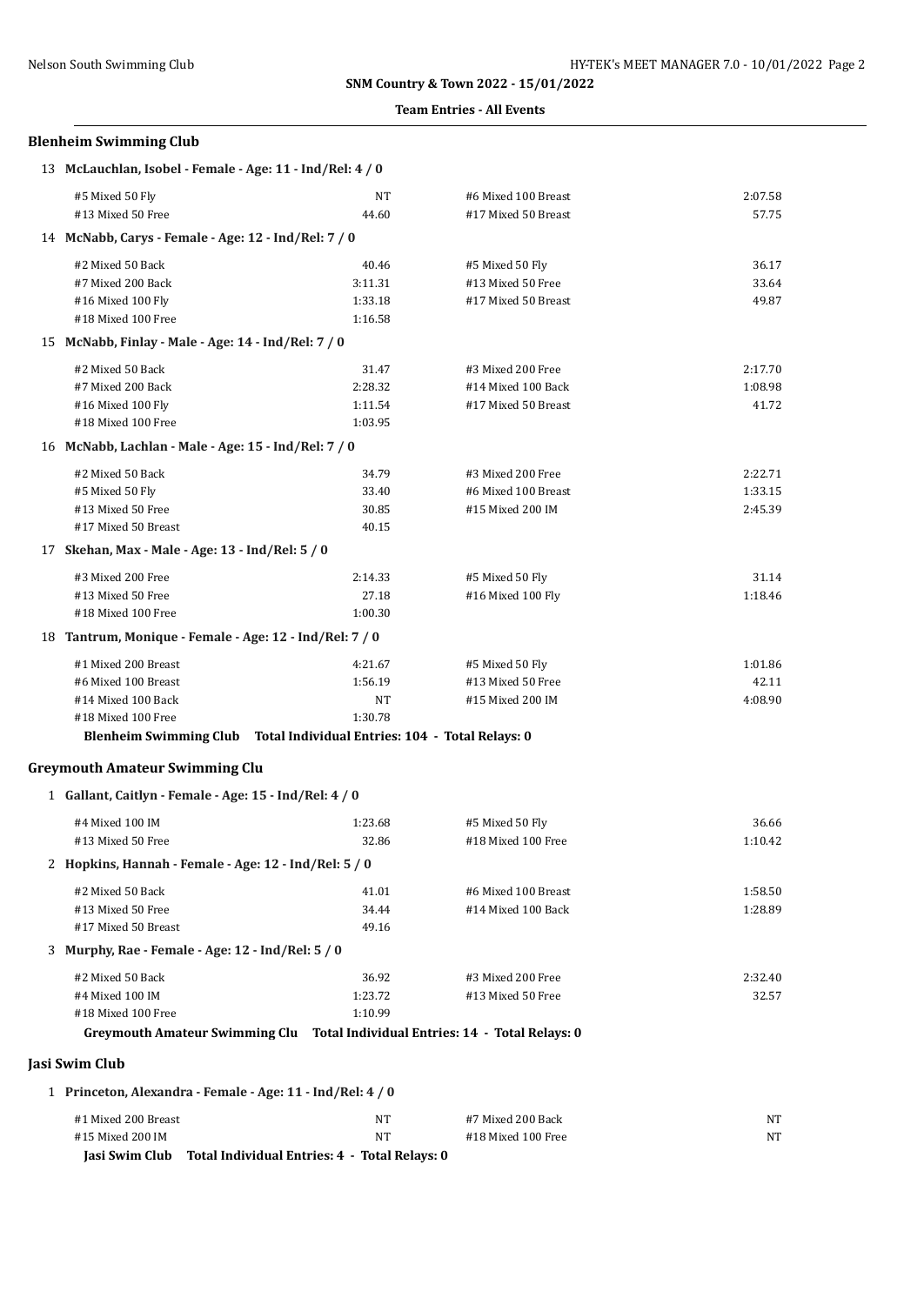SNM Country & Town 2022 - 15/01/2022

**Team Entries - All Events**

## Blenheim Swimming Club

### 13 McLauchlan, Isobel - Female - Age: 11 - Ind/Rel: 4 / 0

| Event | Time | Event | Time |
|---|---|---|---|
| #5 Mixed 50 Fly | NT | #6 Mixed 100 Breast | 2:07.58 |
| #13 Mixed 50 Free | 44.60 | #17 Mixed 50 Breast | 57.75 |

### 14 McNabb, Carys - Female - Age: 12 - Ind/Rel: 7 / 0

| Event | Time | Event | Time |
|---|---|---|---|
| #2 Mixed 50 Back | 40.46 | #5 Mixed 50 Fly | 36.17 |
| #7 Mixed 200 Back | 3:11.31 | #13 Mixed 50 Free | 33.64 |
| #16 Mixed 100 Fly | 1:33.18 | #17 Mixed 50 Breast | 49.87 |
| #18 Mixed 100 Free | 1:16.58 | | |

### 15 McNabb, Finlay - Male - Age: 14 - Ind/Rel: 7 / 0

| Event | Time | Event | Time |
|---|---|---|---|
| #2 Mixed 50 Back | 31.47 | #3 Mixed 200 Free | 2:17.70 |
| #7 Mixed 200 Back | 2:28.32 | #14 Mixed 100 Back | 1:08.98 |
| #16 Mixed 100 Fly | 1:11.54 | #17 Mixed 50 Breast | 41.72 |
| #18 Mixed 100 Free | 1:03.95 | | |

### 16 McNabb, Lachlan - Male - Age: 15 - Ind/Rel: 7 / 0

| Event | Time | Event | Time |
|---|---|---|---|
| #2 Mixed 50 Back | 34.79 | #3 Mixed 200 Free | 2:22.71 |
| #5 Mixed 50 Fly | 33.40 | #6 Mixed 100 Breast | 1:33.15 |
| #13 Mixed 50 Free | 30.85 | #15 Mixed 200 IM | 2:45.39 |
| #17 Mixed 50 Breast | 40.15 | | |

### 17 Skehan, Max - Male - Age: 13 - Ind/Rel: 5 / 0

| Event | Time | Event | Time |
|---|---|---|---|
| #3 Mixed 200 Free | 2:14.33 | #5 Mixed 50 Fly | 31.14 |
| #13 Mixed 50 Free | 27.18 | #16 Mixed 100 Fly | 1:18.46 |
| #18 Mixed 100 Free | 1:00.30 | | |

### 18 Tantrum, Monique - Female - Age: 12 - Ind/Rel: 7 / 0

| Event | Time | Event | Time |
|---|---|---|---|
| #1 Mixed 200 Breast | 4:21.67 | #5 Mixed 50 Fly | 1:01.86 |
| #6 Mixed 100 Breast | 1:56.19 | #13 Mixed 50 Free | 42.11 |
| #14 Mixed 100 Back | NT | #15 Mixed 200 IM | 4:08.90 |
| #18 Mixed 100 Free | 1:30.78 | | |

**Blenheim Swimming Club Total Individual Entries: 104 - Total Relays: 0**

## Greymouth Amateur Swimming Clu

### 1 Gallant, Caitlyn - Female - Age: 15 - Ind/Rel: 4 / 0

| Event | Time | Event | Time |
|---|---|---|---|
| #4 Mixed 100 IM | 1:23.68 | #5 Mixed 50 Fly | 36.66 |
| #13 Mixed 50 Free | 32.86 | #18 Mixed 100 Free | 1:10.42 |

### 2 Hopkins, Hannah - Female - Age: 12 - Ind/Rel: 5 / 0

| Event | Time | Event | Time |
|---|---|---|---|
| #2 Mixed 50 Back | 41.01 | #6 Mixed 100 Breast | 1:58.50 |
| #13 Mixed 50 Free | 34.44 | #14 Mixed 100 Back | 1:28.89 |
| #17 Mixed 50 Breast | 49.16 | | |

### 3 Murphy, Rae - Female - Age: 12 - Ind/Rel: 5 / 0

| Event | Time | Event | Time |
|---|---|---|---|
| #2 Mixed 50 Back | 36.92 | #3 Mixed 200 Free | 2:32.40 |
| #4 Mixed 100 IM | 1:23.72 | #13 Mixed 50 Free | 32.57 |
| #18 Mixed 100 Free | 1:10.99 | | |

**Greymouth Amateur Swimming Clu Total Individual Entries: 14 - Total Relays: 0**

## Jasi Swim Club

### 1 Princeton, Alexandra - Female - Age: 11 - Ind/Rel: 4 / 0

| Event | Time | Event | Time |
|---|---|---|---|
| #1 Mixed 200 Breast | NT | #7 Mixed 200 Back | NT |
| #15 Mixed 200 IM | NT | #18 Mixed 100 Free | NT |

**Jasi Swim Club Total Individual Entries: 4 - Total Relays: 0**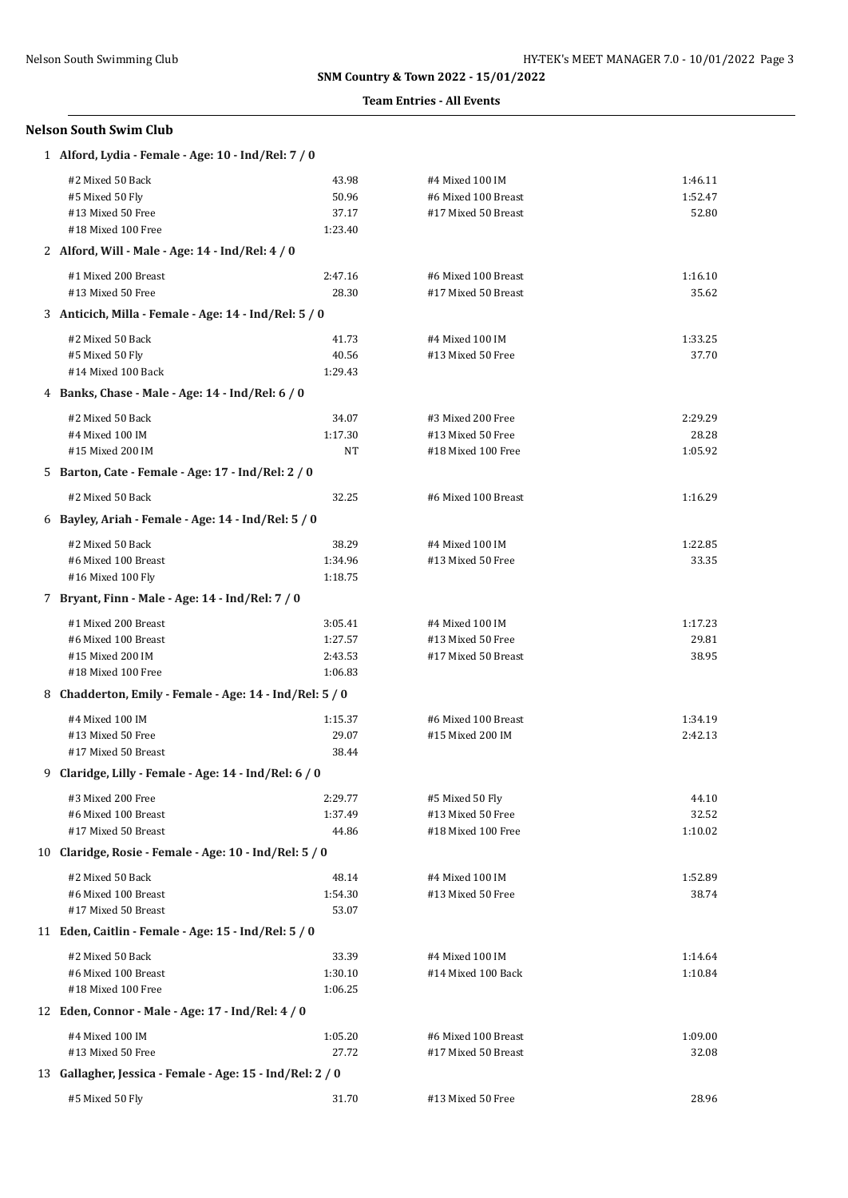**SNM Country & Town 2022 - 15/01/2022**

**Team Entries - All Events**

## Nelson South Swim Club

**1 Alford, Lydia - Female - Age: 10 - Ind/Rel: 7 / 0**

| Event | Time | Event | Time |
|---|---|---|---|
| #2 Mixed 50 Back | 43.98 | #4 Mixed 100 IM | 1:46.11 |
| #5 Mixed 50 Fly | 50.96 | #6 Mixed 100 Breast | 1:52.47 |
| #13 Mixed 50 Free | 37.17 | #17 Mixed 50 Breast | 52.80 |
| #18 Mixed 100 Free | 1:23.40 | | |

**2 Alford, Will - Male - Age: 14 - Ind/Rel: 4 / 0**

| Event | Time | Event | Time |
|---|---|---|---|
| #1 Mixed 200 Breast | 2:47.16 | #6 Mixed 100 Breast | 1:16.10 |
| #13 Mixed 50 Free | 28.30 | #17 Mixed 50 Breast | 35.62 |

**3 Anticich, Milla - Female - Age: 14 - Ind/Rel: 5 / 0**

| Event | Time | Event | Time |
|---|---|---|---|
| #2 Mixed 50 Back | 41.73 | #4 Mixed 100 IM | 1:33.25 |
| #5 Mixed 50 Fly | 40.56 | #13 Mixed 50 Free | 37.70 |
| #14 Mixed 100 Back | 1:29.43 | | |

**4 Banks, Chase - Male - Age: 14 - Ind/Rel: 6 / 0**

| Event | Time | Event | Time |
|---|---|---|---|
| #2 Mixed 50 Back | 34.07 | #3 Mixed 200 Free | 2:29.29 |
| #4 Mixed 100 IM | 1:17.30 | #13 Mixed 50 Free | 28.28 |
| #15 Mixed 200 IM | NT | #18 Mixed 100 Free | 1:05.92 |

**5 Barton, Cate - Female - Age: 17 - Ind/Rel: 2 / 0**

| Event | Time | Event | Time |
|---|---|---|---|
| #2 Mixed 50 Back | 32.25 | #6 Mixed 100 Breast | 1:16.29 |

**6 Bayley, Ariah - Female - Age: 14 - Ind/Rel: 5 / 0**

| Event | Time | Event | Time |
|---|---|---|---|
| #2 Mixed 50 Back | 38.29 | #4 Mixed 100 IM | 1:22.85 |
| #6 Mixed 100 Breast | 1:34.96 | #13 Mixed 50 Free | 33.35 |
| #16 Mixed 100 Fly | 1:18.75 | | |

**7 Bryant, Finn - Male - Age: 14 - Ind/Rel: 7 / 0**

| Event | Time | Event | Time |
|---|---|---|---|
| #1 Mixed 200 Breast | 3:05.41 | #4 Mixed 100 IM | 1:17.23 |
| #6 Mixed 100 Breast | 1:27.57 | #13 Mixed 50 Free | 29.81 |
| #15 Mixed 200 IM | 2:43.53 | #17 Mixed 50 Breast | 38.95 |
| #18 Mixed 100 Free | 1:06.83 | | |

**8 Chadderton, Emily - Female - Age: 14 - Ind/Rel: 5 / 0**

| Event | Time | Event | Time |
|---|---|---|---|
| #4 Mixed 100 IM | 1:15.37 | #6 Mixed 100 Breast | 1:34.19 |
| #13 Mixed 50 Free | 29.07 | #15 Mixed 200 IM | 2:42.13 |
| #17 Mixed 50 Breast | 38.44 | | |

**9 Claridge, Lilly - Female - Age: 14 - Ind/Rel: 6 / 0**

| Event | Time | Event | Time |
|---|---|---|---|
| #3 Mixed 200 Free | 2:29.77 | #5 Mixed 50 Fly | 44.10 |
| #6 Mixed 100 Breast | 1:37.49 | #13 Mixed 50 Free | 32.52 |
| #17 Mixed 50 Breast | 44.86 | #18 Mixed 100 Free | 1:10.02 |

**10 Claridge, Rosie - Female - Age: 10 - Ind/Rel: 5 / 0**

| Event | Time | Event | Time |
|---|---|---|---|
| #2 Mixed 50 Back | 48.14 | #4 Mixed 100 IM | 1:52.89 |
| #6 Mixed 100 Breast | 1:54.30 | #13 Mixed 50 Free | 38.74 |
| #17 Mixed 50 Breast | 53.07 | | |

**11 Eden, Caitlin - Female - Age: 15 - Ind/Rel: 5 / 0**

| Event | Time | Event | Time |
|---|---|---|---|
| #2 Mixed 50 Back | 33.39 | #4 Mixed 100 IM | 1:14.64 |
| #6 Mixed 100 Breast | 1:30.10 | #14 Mixed 100 Back | 1:10.84 |
| #18 Mixed 100 Free | 1:06.25 | | |

**12 Eden, Connor - Male - Age: 17 - Ind/Rel: 4 / 0**

| Event | Time | Event | Time |
|---|---|---|---|
| #4 Mixed 100 IM | 1:05.20 | #6 Mixed 100 Breast | 1:09.00 |
| #13 Mixed 50 Free | 27.72 | #17 Mixed 50 Breast | 32.08 |

**13 Gallagher, Jessica - Female - Age: 15 - Ind/Rel: 2 / 0**

| Event | Time | Event | Time |
|---|---|---|---|
| #5 Mixed 50 Fly | 31.70 | #13 Mixed 50 Free | 28.96 |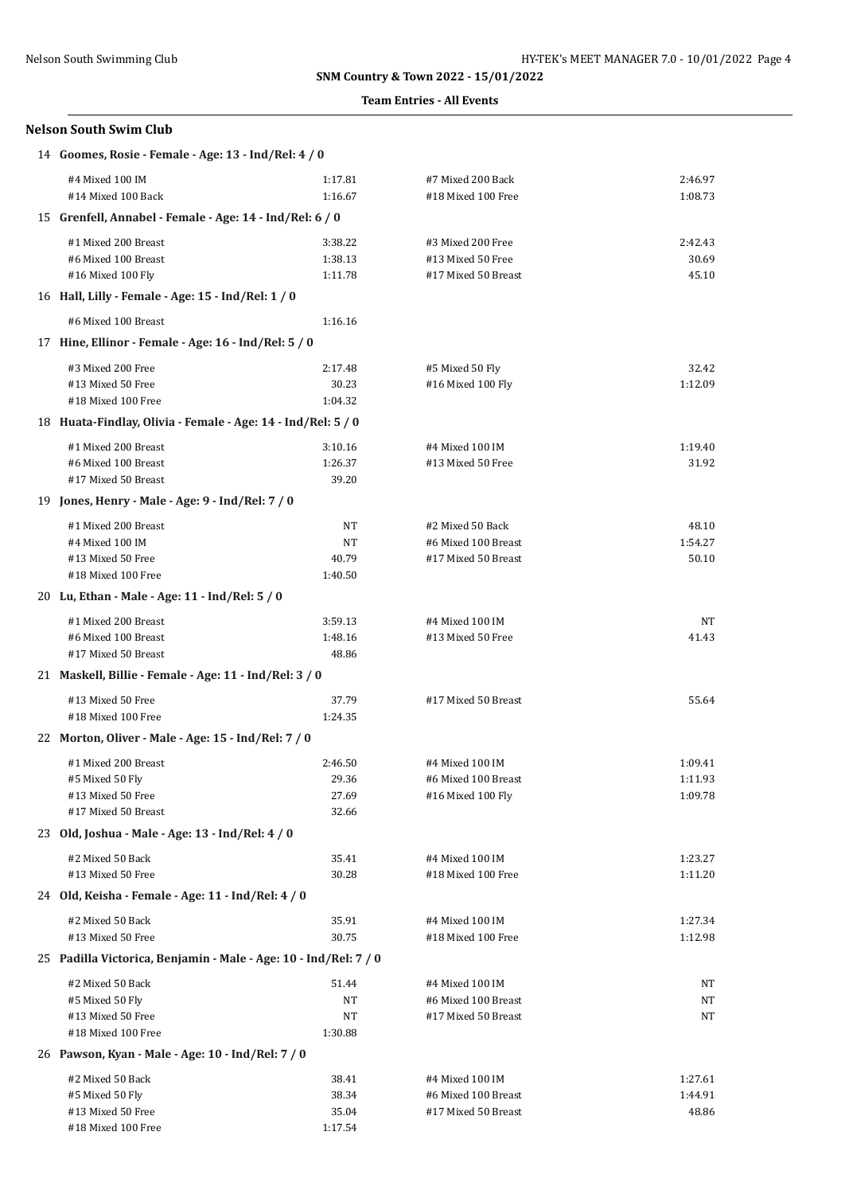SNM Country & Town 2022 - 15/01/2022

Team Entries - All Events

## Nelson South Swim Club

### 14 Goomes, Rosie - Female - Age: 13 - Ind/Rel: 4 / 0

| | | | |
|---|---|---|---|
| #4 Mixed 100 IM | 1:17.81 | #7 Mixed 200 Back | 2:46.97 |
| #14 Mixed 100 Back | 1:16.67 | #18 Mixed 100 Free | 1:08.73 |

### 15 Grenfell, Annabel - Female - Age: 14 - Ind/Rel: 6 / 0

| | | | |
|---|---|---|---|
| #1 Mixed 200 Breast | 3:38.22 | #3 Mixed 200 Free | 2:42.43 |
| #6 Mixed 100 Breast | 1:38.13 | #13 Mixed 50 Free | 30.69 |
| #16 Mixed 100 Fly | 1:11.78 | #17 Mixed 50 Breast | 45.10 |

### 16 Hall, Lilly - Female - Age: 15 - Ind/Rel: 1 / 0

| | | | |
|---|---|---|---|
| #6 Mixed 100 Breast | 1:16.16 | | |

### 17 Hine, Ellinor - Female - Age: 16 - Ind/Rel: 5 / 0

| | | | |
|---|---|---|---|
| #3 Mixed 200 Free | 2:17.48 | #5 Mixed 50 Fly | 32.42 |
| #13 Mixed 50 Free | 30.23 | #16 Mixed 100 Fly | 1:12.09 |
| #18 Mixed 100 Free | 1:04.32 | | |

### 18 Huata-Findlay, Olivia - Female - Age: 14 - Ind/Rel: 5 / 0

| | | | |
|---|---|---|---|
| #1 Mixed 200 Breast | 3:10.16 | #4 Mixed 100 IM | 1:19.40 |
| #6 Mixed 100 Breast | 1:26.37 | #13 Mixed 50 Free | 31.92 |
| #17 Mixed 50 Breast | 39.20 | | |

### 19 Jones, Henry - Male - Age: 9 - Ind/Rel: 7 / 0

| | | | |
|---|---|---|---|
| #1 Mixed 200 Breast | NT | #2 Mixed 50 Back | 48.10 |
| #4 Mixed 100 IM | NT | #6 Mixed 100 Breast | 1:54.27 |
| #13 Mixed 50 Free | 40.79 | #17 Mixed 50 Breast | 50.10 |
| #18 Mixed 100 Free | 1:40.50 | | |

### 20 Lu, Ethan - Male - Age: 11 - Ind/Rel: 5 / 0

| | | | |
|---|---|---|---|
| #1 Mixed 200 Breast | 3:59.13 | #4 Mixed 100 IM | NT |
| #6 Mixed 100 Breast | 1:48.16 | #13 Mixed 50 Free | 41.43 |
| #17 Mixed 50 Breast | 48.86 | | |

### 21 Maskell, Billie - Female - Age: 11 - Ind/Rel: 3 / 0

| | | | |
|---|---|---|---|
| #13 Mixed 50 Free | 37.79 | #17 Mixed 50 Breast | 55.64 |
| #18 Mixed 100 Free | 1:24.35 | | |

### 22 Morton, Oliver - Male - Age: 15 - Ind/Rel: 7 / 0

| | | | |
|---|---|---|---|
| #1 Mixed 200 Breast | 2:46.50 | #4 Mixed 100 IM | 1:09.41 |
| #5 Mixed 50 Fly | 29.36 | #6 Mixed 100 Breast | 1:11.93 |
| #13 Mixed 50 Free | 27.69 | #16 Mixed 100 Fly | 1:09.78 |
| #17 Mixed 50 Breast | 32.66 | | |

### 23 Old, Joshua - Male - Age: 13 - Ind/Rel: 4 / 0

| | | | |
|---|---|---|---|
| #2 Mixed 50 Back | 35.41 | #4 Mixed 100 IM | 1:23.27 |
| #13 Mixed 50 Free | 30.28 | #18 Mixed 100 Free | 1:11.20 |

### 24 Old, Keisha - Female - Age: 11 - Ind/Rel: 4 / 0

| | | | |
|---|---|---|---|
| #2 Mixed 50 Back | 35.91 | #4 Mixed 100 IM | 1:27.34 |
| #13 Mixed 50 Free | 30.75 | #18 Mixed 100 Free | 1:12.98 |

### 25 Padilla Victorica, Benjamin - Male - Age: 10 - Ind/Rel: 7 / 0

| | | | |
|---|---|---|---|
| #2 Mixed 50 Back | 51.44 | #4 Mixed 100 IM | NT |
| #5 Mixed 50 Fly | NT | #6 Mixed 100 Breast | NT |
| #13 Mixed 50 Free | NT | #17 Mixed 50 Breast | NT |
| #18 Mixed 100 Free | 1:30.88 | | |

### 26 Pawson, Kyan - Male - Age: 10 - Ind/Rel: 7 / 0

| | | | |
|---|---|---|---|
| #2 Mixed 50 Back | 38.41 | #4 Mixed 100 IM | 1:27.61 |
| #5 Mixed 50 Fly | 38.34 | #6 Mixed 100 Breast | 1:44.91 |
| #13 Mixed 50 Free | 35.04 | #17 Mixed 50 Breast | 48.86 |
| #18 Mixed 100 Free | 1:17.54 | | |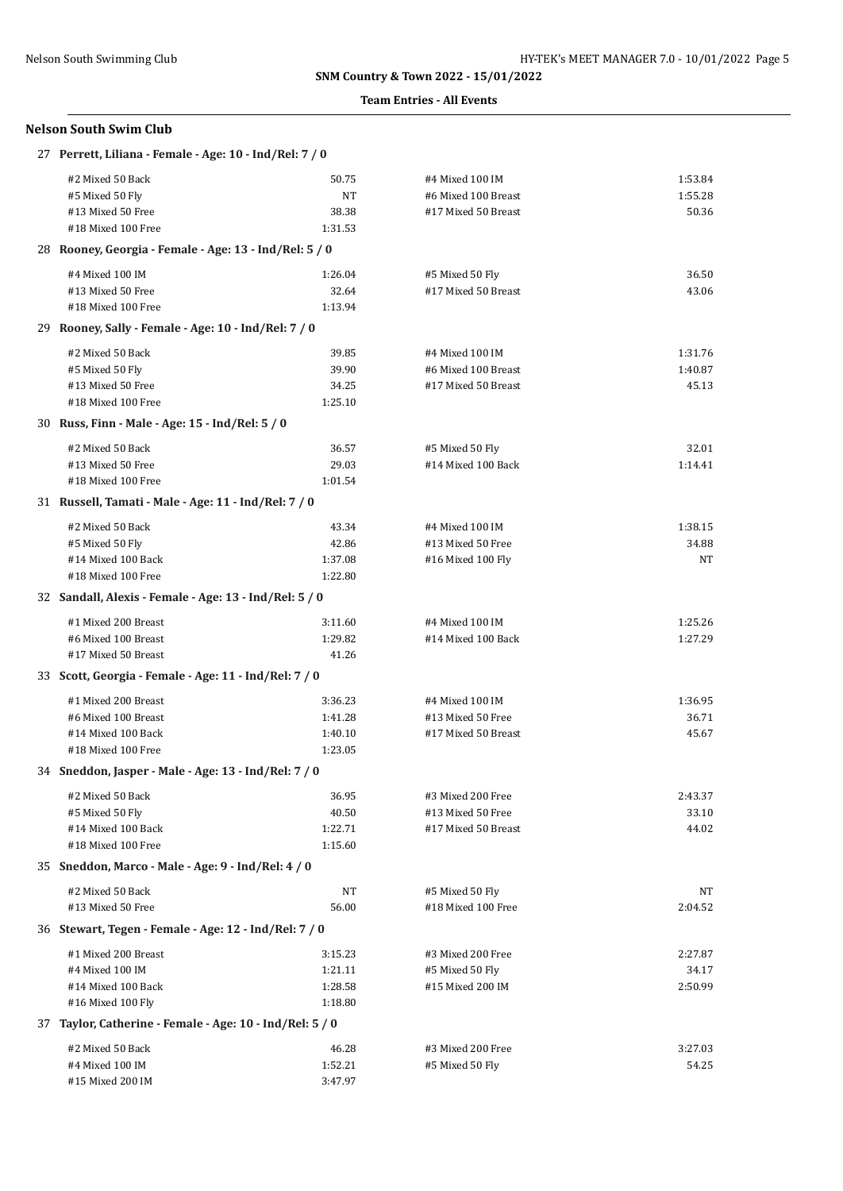**SNM Country & Town 2022 - 15/01/2022**

**Team Entries - All Events**

### Nelson South Swim Club

**27 Perrett, Liliana - Female - Age: 10 - Ind/Rel: 7 / 0**

| Event | Time | Event | Time |
|---|---|---|---|
| #2 Mixed 50 Back | 50.75 | #4 Mixed 100 IM | 1:53.84 |
| #5 Mixed 50 Fly | NT | #6 Mixed 100 Breast | 1:55.28 |
| #13 Mixed 50 Free | 38.38 | #17 Mixed 50 Breast | 50.36 |
| #18 Mixed 100 Free | 1:31.53 | | |

**28 Rooney, Georgia - Female - Age: 13 - Ind/Rel: 5 / 0**

| Event | Time | Event | Time |
|---|---|---|---|
| #4 Mixed 100 IM | 1:26.04 | #5 Mixed 50 Fly | 36.50 |
| #13 Mixed 50 Free | 32.64 | #17 Mixed 50 Breast | 43.06 |
| #18 Mixed 100 Free | 1:13.94 | | |

**29 Rooney, Sally - Female - Age: 10 - Ind/Rel: 7 / 0**

| Event | Time | Event | Time |
|---|---|---|---|
| #2 Mixed 50 Back | 39.85 | #4 Mixed 100 IM | 1:31.76 |
| #5 Mixed 50 Fly | 39.90 | #6 Mixed 100 Breast | 1:40.87 |
| #13 Mixed 50 Free | 34.25 | #17 Mixed 50 Breast | 45.13 |
| #18 Mixed 100 Free | 1:25.10 | | |

**30 Russ, Finn - Male - Age: 15 - Ind/Rel: 5 / 0**

| Event | Time | Event | Time |
|---|---|---|---|
| #2 Mixed 50 Back | 36.57 | #5 Mixed 50 Fly | 32.01 |
| #13 Mixed 50 Free | 29.03 | #14 Mixed 100 Back | 1:14.41 |
| #18 Mixed 100 Free | 1:01.54 | | |

**31 Russell, Tamati - Male - Age: 11 - Ind/Rel: 7 / 0**

| Event | Time | Event | Time |
|---|---|---|---|
| #2 Mixed 50 Back | 43.34 | #4 Mixed 100 IM | 1:38.15 |
| #5 Mixed 50 Fly | 42.86 | #13 Mixed 50 Free | 34.88 |
| #14 Mixed 100 Back | 1:37.08 | #16 Mixed 100 Fly | NT |
| #18 Mixed 100 Free | 1:22.80 | | |

**32 Sandall, Alexis - Female - Age: 13 - Ind/Rel: 5 / 0**

| Event | Time | Event | Time |
|---|---|---|---|
| #1 Mixed 200 Breast | 3:11.60 | #4 Mixed 100 IM | 1:25.26 |
| #6 Mixed 100 Breast | 1:29.82 | #14 Mixed 100 Back | 1:27.29 |
| #17 Mixed 50 Breast | 41.26 | | |

**33 Scott, Georgia - Female - Age: 11 - Ind/Rel: 7 / 0**

| Event | Time | Event | Time |
|---|---|---|---|
| #1 Mixed 200 Breast | 3:36.23 | #4 Mixed 100 IM | 1:36.95 |
| #6 Mixed 100 Breast | 1:41.28 | #13 Mixed 50 Free | 36.71 |
| #14 Mixed 100 Back | 1:40.10 | #17 Mixed 50 Breast | 45.67 |
| #18 Mixed 100 Free | 1:23.05 | | |

**34 Sneddon, Jasper - Male - Age: 13 - Ind/Rel: 7 / 0**

| Event | Time | Event | Time |
|---|---|---|---|
| #2 Mixed 50 Back | 36.95 | #3 Mixed 200 Free | 2:43.37 |
| #5 Mixed 50 Fly | 40.50 | #13 Mixed 50 Free | 33.10 |
| #14 Mixed 100 Back | 1:22.71 | #17 Mixed 50 Breast | 44.02 |
| #18 Mixed 100 Free | 1:15.60 | | |

**35 Sneddon, Marco - Male - Age: 9 - Ind/Rel: 4 / 0**

| Event | Time | Event | Time |
|---|---|---|---|
| #2 Mixed 50 Back | NT | #5 Mixed 50 Fly | NT |
| #13 Mixed 50 Free | 56.00 | #18 Mixed 100 Free | 2:04.52 |

**36 Stewart, Tegen - Female - Age: 12 - Ind/Rel: 7 / 0**

| Event | Time | Event | Time |
|---|---|---|---|
| #1 Mixed 200 Breast | 3:15.23 | #3 Mixed 200 Free | 2:27.87 |
| #4 Mixed 100 IM | 1:21.11 | #5 Mixed 50 Fly | 34.17 |
| #14 Mixed 100 Back | 1:28.58 | #15 Mixed 200 IM | 2:50.99 |
| #16 Mixed 100 Fly | 1:18.80 | | |

**37 Taylor, Catherine - Female - Age: 10 - Ind/Rel: 5 / 0**

| Event | Time | Event | Time |
|---|---|---|---|
| #2 Mixed 50 Back | 46.28 | #3 Mixed 200 Free | 3:27.03 |
| #4 Mixed 100 IM | 1:52.21 | #5 Mixed 50 Fly | 54.25 |
| #15 Mixed 200 IM | 3:47.97 | | |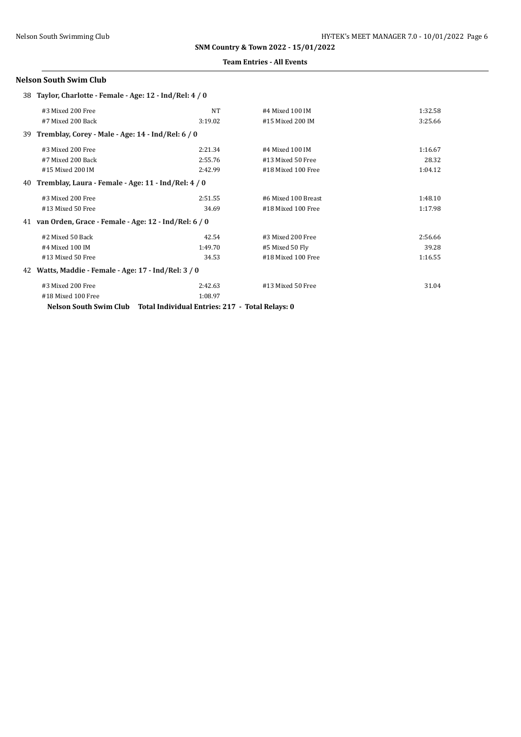**SNM Country & Town 2022 - 15/01/2022**

**Team Entries - All Events**

## Nelson South Swim Club

### 38 Taylor, Charlotte - Female - Age: 12 - Ind/Rel: 4 / 0

| Event | Time | Event | Time |
|---|---|---|---|
| #3 Mixed 200 Free | NT | #4 Mixed 100 IM | 1:32.58 |
| #7 Mixed 200 Back | 3:19.02 | #15 Mixed 200 IM | 3:25.66 |

### 39 Tremblay, Corey - Male - Age: 14 - Ind/Rel: 6 / 0

| Event | Time | Event | Time |
|---|---|---|---|
| #3 Mixed 200 Free | 2:21.34 | #4 Mixed 100 IM | 1:16.67 |
| #7 Mixed 200 Back | 2:55.76 | #13 Mixed 50 Free | 28.32 |
| #15 Mixed 200 IM | 2:42.99 | #18 Mixed 100 Free | 1:04.12 |

### 40 Tremblay, Laura - Female - Age: 11 - Ind/Rel: 4 / 0

| Event | Time | Event | Time |
|---|---|---|---|
| #3 Mixed 200 Free | 2:51.55 | #6 Mixed 100 Breast | 1:48.10 |
| #13 Mixed 50 Free | 34.69 | #18 Mixed 100 Free | 1:17.98 |

### 41 van Orden, Grace - Female - Age: 12 - Ind/Rel: 6 / 0

| Event | Time | Event | Time |
|---|---|---|---|
| #2 Mixed 50 Back | 42.54 | #3 Mixed 200 Free | 2:56.66 |
| #4 Mixed 100 IM | 1:49.70 | #5 Mixed 50 Fly | 39.28 |
| #13 Mixed 50 Free | 34.53 | #18 Mixed 100 Free | 1:16.55 |

### 42 Watts, Maddie - Female - Age: 17 - Ind/Rel: 3 / 0

| Event | Time | Event | Time |
|---|---|---|---|
| #3 Mixed 200 Free | 2:42.63 | #13 Mixed 50 Free | 31.04 |
| #18 Mixed 100 Free | 1:08.97 | | |

**Nelson South Swim Club Total Individual Entries: 217 - Total Relays: 0**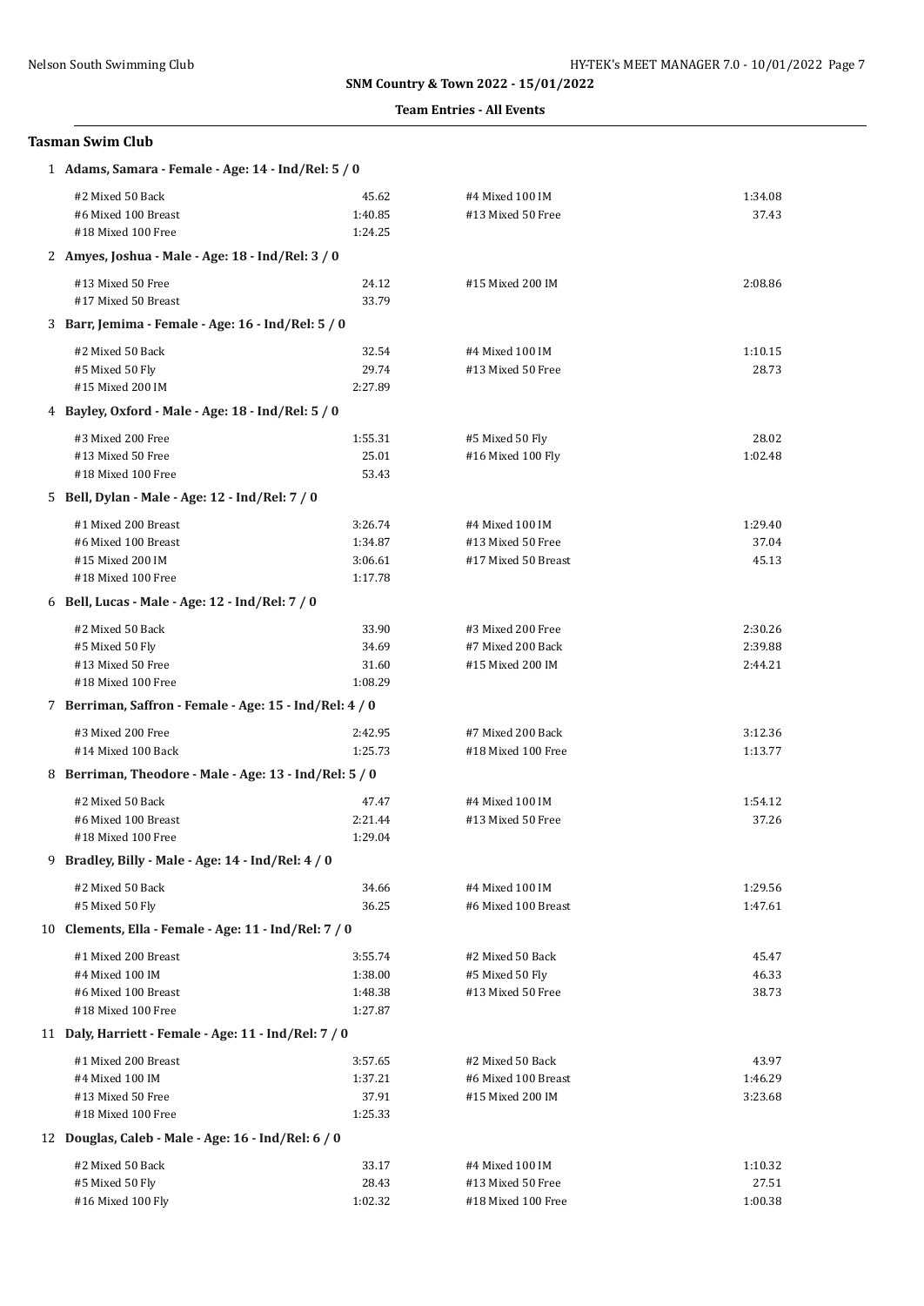**SNM Country & Town 2022 - 15/01/2022**

**Team Entries - All Events**

## Tasman Swim Club

**1 Adams, Samara - Female - Age: 14 - Ind/Rel: 5 / 0**

| Event | Time | Event | Time |
|---|---|---|---|
| #2 Mixed 50 Back | 45.62 | #4 Mixed 100 IM | 1:34.08 |
| #6 Mixed 100 Breast | 1:40.85 | #13 Mixed 50 Free | 37.43 |
| #18 Mixed 100 Free | 1:24.25 | | |

**2 Amyes, Joshua - Male - Age: 18 - Ind/Rel: 3 / 0**

| Event | Time | Event | Time |
|---|---|---|---|
| #13 Mixed 50 Free | 24.12 | #15 Mixed 200 IM | 2:08.86 |
| #17 Mixed 50 Breast | 33.79 | | |

**3 Barr, Jemima - Female - Age: 16 - Ind/Rel: 5 / 0**

| Event | Time | Event | Time |
|---|---|---|---|
| #2 Mixed 50 Back | 32.54 | #4 Mixed 100 IM | 1:10.15 |
| #5 Mixed 50 Fly | 29.74 | #13 Mixed 50 Free | 28.73 |
| #15 Mixed 200 IM | 2:27.89 | | |

**4 Bayley, Oxford - Male - Age: 18 - Ind/Rel: 5 / 0**

| Event | Time | Event | Time |
|---|---|---|---|
| #3 Mixed 200 Free | 1:55.31 | #5 Mixed 50 Fly | 28.02 |
| #13 Mixed 50 Free | 25.01 | #16 Mixed 100 Fly | 1:02.48 |
| #18 Mixed 100 Free | 53.43 | | |

**5 Bell, Dylan - Male - Age: 12 - Ind/Rel: 7 / 0**

| Event | Time | Event | Time |
|---|---|---|---|
| #1 Mixed 200 Breast | 3:26.74 | #4 Mixed 100 IM | 1:29.40 |
| #6 Mixed 100 Breast | 1:34.87 | #13 Mixed 50 Free | 37.04 |
| #15 Mixed 200 IM | 3:06.61 | #17 Mixed 50 Breast | 45.13 |
| #18 Mixed 100 Free | 1:17.78 | | |

**6 Bell, Lucas - Male - Age: 12 - Ind/Rel: 7 / 0**

| Event | Time | Event | Time |
|---|---|---|---|
| #2 Mixed 50 Back | 33.90 | #3 Mixed 200 Free | 2:30.26 |
| #5 Mixed 50 Fly | 34.69 | #7 Mixed 200 Back | 2:39.88 |
| #13 Mixed 50 Free | 31.60 | #15 Mixed 200 IM | 2:44.21 |
| #18 Mixed 100 Free | 1:08.29 | | |

**7 Berriman, Saffron - Female - Age: 15 - Ind/Rel: 4 / 0**

| Event | Time | Event | Time |
|---|---|---|---|
| #3 Mixed 200 Free | 2:42.95 | #7 Mixed 200 Back | 3:12.36 |
| #14 Mixed 100 Back | 1:25.73 | #18 Mixed 100 Free | 1:13.77 |

**8 Berriman, Theodore - Male - Age: 13 - Ind/Rel: 5 / 0**

| Event | Time | Event | Time |
|---|---|---|---|
| #2 Mixed 50 Back | 47.47 | #4 Mixed 100 IM | 1:54.12 |
| #6 Mixed 100 Breast | 2:21.44 | #13 Mixed 50 Free | 37.26 |
| #18 Mixed 100 Free | 1:29.04 | | |

**9 Bradley, Billy - Male - Age: 14 - Ind/Rel: 4 / 0**

| Event | Time | Event | Time |
|---|---|---|---|
| #2 Mixed 50 Back | 34.66 | #4 Mixed 100 IM | 1:29.56 |
| #5 Mixed 50 Fly | 36.25 | #6 Mixed 100 Breast | 1:47.61 |

**10 Clements, Ella - Female - Age: 11 - Ind/Rel: 7 / 0**

| Event | Time | Event | Time |
|---|---|---|---|
| #1 Mixed 200 Breast | 3:55.74 | #2 Mixed 50 Back | 45.47 |
| #4 Mixed 100 IM | 1:38.00 | #5 Mixed 50 Fly | 46.33 |
| #6 Mixed 100 Breast | 1:48.38 | #13 Mixed 50 Free | 38.73 |
| #18 Mixed 100 Free | 1:27.87 | | |

**11 Daly, Harriett - Female - Age: 11 - Ind/Rel: 7 / 0**

| Event | Time | Event | Time |
|---|---|---|---|
| #1 Mixed 200 Breast | 3:57.65 | #2 Mixed 50 Back | 43.97 |
| #4 Mixed 100 IM | 1:37.21 | #6 Mixed 100 Breast | 1:46.29 |
| #13 Mixed 50 Free | 37.91 | #15 Mixed 200 IM | 3:23.68 |
| #18 Mixed 100 Free | 1:25.33 | | |

**12 Douglas, Caleb - Male - Age: 16 - Ind/Rel: 6 / 0**

| Event | Time | Event | Time |
|---|---|---|---|
| #2 Mixed 50 Back | 33.17 | #4 Mixed 100 IM | 1:10.32 |
| #5 Mixed 50 Fly | 28.43 | #13 Mixed 50 Free | 27.51 |
| #16 Mixed 100 Fly | 1:02.32 | #18 Mixed 100 Free | 1:00.38 |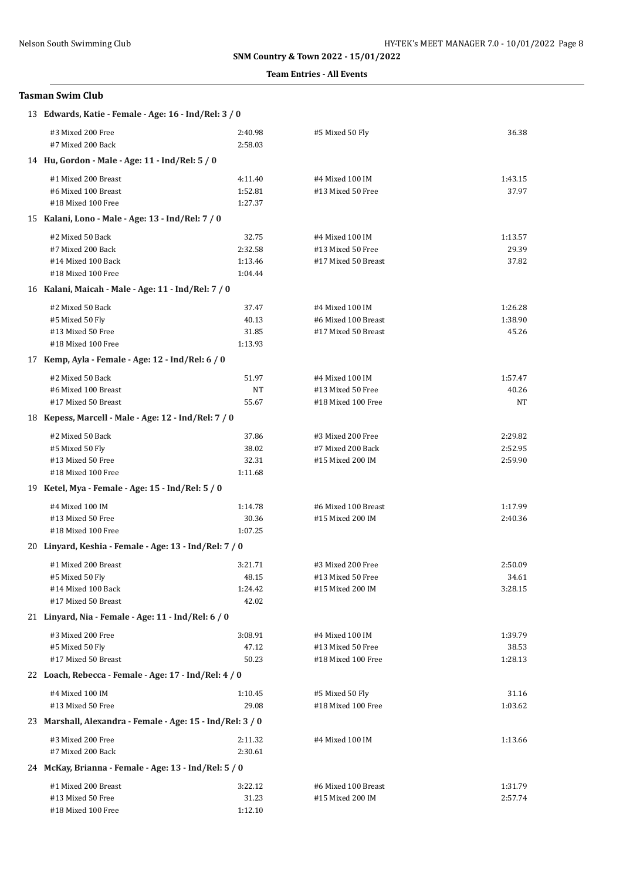**SNM Country & Town 2022 - 15/01/2022**

**Team Entries - All Events**

### Tasman Swim Club

**13 Edwards, Katie - Female - Age: 16 - Ind/Rel: 3 / 0**

| Event | Time | Event | Time |
|---|---|---|---|
| #3 Mixed 200 Free | 2:40.98 | #5 Mixed 50 Fly | 36.38 |
| #7 Mixed 200 Back | 2:58.03 | | |

**14 Hu, Gordon - Male - Age: 11 - Ind/Rel: 5 / 0**

| Event | Time | Event | Time |
|---|---|---|---|
| #1 Mixed 200 Breast | 4:11.40 | #4 Mixed 100 IM | 1:43.15 |
| #6 Mixed 100 Breast | 1:52.81 | #13 Mixed 50 Free | 37.97 |
| #18 Mixed 100 Free | 1:27.37 | | |

**15 Kalani, Lono - Male - Age: 13 - Ind/Rel: 7 / 0**

| Event | Time | Event | Time |
|---|---|---|---|
| #2 Mixed 50 Back | 32.75 | #4 Mixed 100 IM | 1:13.57 |
| #7 Mixed 200 Back | 2:32.58 | #13 Mixed 50 Free | 29.39 |
| #14 Mixed 100 Back | 1:13.46 | #17 Mixed 50 Breast | 37.82 |
| #18 Mixed 100 Free | 1:04.44 | | |

**16 Kalani, Maicah - Male - Age: 11 - Ind/Rel: 7 / 0**

| Event | Time | Event | Time |
|---|---|---|---|
| #2 Mixed 50 Back | 37.47 | #4 Mixed 100 IM | 1:26.28 |
| #5 Mixed 50 Fly | 40.13 | #6 Mixed 100 Breast | 1:38.90 |
| #13 Mixed 50 Free | 31.85 | #17 Mixed 50 Breast | 45.26 |
| #18 Mixed 100 Free | 1:13.93 | | |

**17 Kemp, Ayla - Female - Age: 12 - Ind/Rel: 6 / 0**

| Event | Time | Event | Time |
|---|---|---|---|
| #2 Mixed 50 Back | 51.97 | #4 Mixed 100 IM | 1:57.47 |
| #6 Mixed 100 Breast | NT | #13 Mixed 50 Free | 40.26 |
| #17 Mixed 50 Breast | 55.67 | #18 Mixed 100 Free | NT |

**18 Kepess, Marcell - Male - Age: 12 - Ind/Rel: 7 / 0**

| Event | Time | Event | Time |
|---|---|---|---|
| #2 Mixed 50 Back | 37.86 | #3 Mixed 200 Free | 2:29.82 |
| #5 Mixed 50 Fly | 38.02 | #7 Mixed 200 Back | 2:52.95 |
| #13 Mixed 50 Free | 32.31 | #15 Mixed 200 IM | 2:59.90 |
| #18 Mixed 100 Free | 1:11.68 | | |

**19 Ketel, Mya - Female - Age: 15 - Ind/Rel: 5 / 0**

| Event | Time | Event | Time |
|---|---|---|---|
| #4 Mixed 100 IM | 1:14.78 | #6 Mixed 100 Breast | 1:17.99 |
| #13 Mixed 50 Free | 30.36 | #15 Mixed 200 IM | 2:40.36 |
| #18 Mixed 100 Free | 1:07.25 | | |

**20 Linyard, Keshia - Female - Age: 13 - Ind/Rel: 7 / 0**

| Event | Time | Event | Time |
|---|---|---|---|
| #1 Mixed 200 Breast | 3:21.71 | #3 Mixed 200 Free | 2:50.09 |
| #5 Mixed 50 Fly | 48.15 | #13 Mixed 50 Free | 34.61 |
| #14 Mixed 100 Back | 1:24.42 | #15 Mixed 200 IM | 3:28.15 |
| #17 Mixed 50 Breast | 42.02 | | |

**21 Linyard, Nia - Female - Age: 11 - Ind/Rel: 6 / 0**

| Event | Time | Event | Time |
|---|---|---|---|
| #3 Mixed 200 Free | 3:08.91 | #4 Mixed 100 IM | 1:39.79 |
| #5 Mixed 50 Fly | 47.12 | #13 Mixed 50 Free | 38.53 |
| #17 Mixed 50 Breast | 50.23 | #18 Mixed 100 Free | 1:28.13 |

**22 Loach, Rebecca - Female - Age: 17 - Ind/Rel: 4 / 0**

| Event | Time | Event | Time |
|---|---|---|---|
| #4 Mixed 100 IM | 1:10.45 | #5 Mixed 50 Fly | 31.16 |
| #13 Mixed 50 Free | 29.08 | #18 Mixed 100 Free | 1:03.62 |

**23 Marshall, Alexandra - Female - Age: 15 - Ind/Rel: 3 / 0**

| Event | Time | Event | Time |
|---|---|---|---|
| #3 Mixed 200 Free | 2:11.32 | #4 Mixed 100 IM | 1:13.66 |
| #7 Mixed 200 Back | 2:30.61 | | |

**24 McKay, Brianna - Female - Age: 13 - Ind/Rel: 5 / 0**

| Event | Time | Event | Time |
|---|---|---|---|
| #1 Mixed 200 Breast | 3:22.12 | #6 Mixed 100 Breast | 1:31.79 |
| #13 Mixed 50 Free | 31.23 | #15 Mixed 200 IM | 2:57.74 |
| #18 Mixed 100 Free | 1:12.10 | | |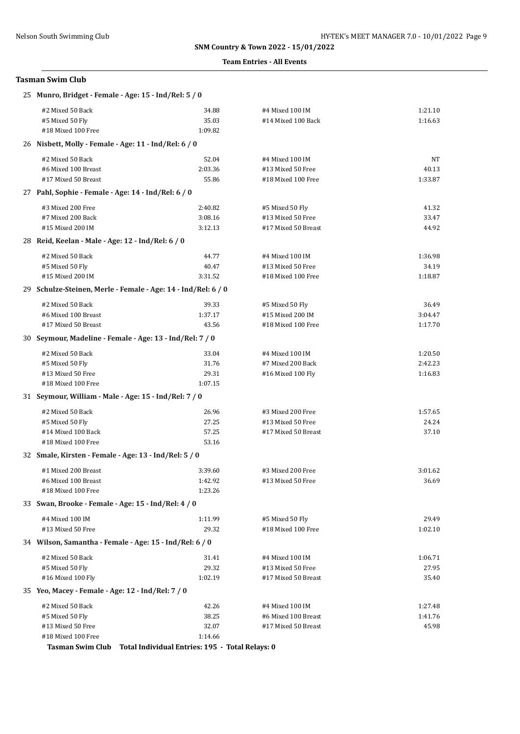**SNM Country & Town 2022 - 15/01/2022**

**Team Entries - All Events**

### Tasman Swim Club

**25 Munro, Bridget - Female - Age: 15 - Ind/Rel: 5 / 0**

| | | | |
|---|---|---|---|
| #2 Mixed 50 Back | 34.88 | #4 Mixed 100 IM | 1:21.10 |
| #5 Mixed 50 Fly | 35.03 | #14 Mixed 100 Back | 1:16.63 |
| #18 Mixed 100 Free | 1:09.82 | | |

**26 Nisbett, Molly - Female - Age: 11 - Ind/Rel: 6 / 0**

| | | | |
|---|---|---|---|
| #2 Mixed 50 Back | 52.04 | #4 Mixed 100 IM | NT |
| #6 Mixed 100 Breast | 2:03.36 | #13 Mixed 50 Free | 40.13 |
| #17 Mixed 50 Breast | 55.86 | #18 Mixed 100 Free | 1:33.87 |

**27 Pahl, Sophie - Female - Age: 14 - Ind/Rel: 6 / 0**

| | | | |
|---|---|---|---|
| #3 Mixed 200 Free | 2:40.82 | #5 Mixed 50 Fly | 41.32 |
| #7 Mixed 200 Back | 3:08.16 | #13 Mixed 50 Free | 33.47 |
| #15 Mixed 200 IM | 3:12.13 | #17 Mixed 50 Breast | 44.92 |

**28 Reid, Keelan - Male - Age: 12 - Ind/Rel: 6 / 0**

| | | | |
|---|---|---|---|
| #2 Mixed 50 Back | 44.77 | #4 Mixed 100 IM | 1:36.98 |
| #5 Mixed 50 Fly | 40.47 | #13 Mixed 50 Free | 34.19 |
| #15 Mixed 200 IM | 3:31.52 | #18 Mixed 100 Free | 1:18.87 |

**29 Schulze-Steinen, Merle - Female - Age: 14 - Ind/Rel: 6 / 0**

| | | | |
|---|---|---|---|
| #2 Mixed 50 Back | 39.33 | #5 Mixed 50 Fly | 36.49 |
| #6 Mixed 100 Breast | 1:37.17 | #15 Mixed 200 IM | 3:04.47 |
| #17 Mixed 50 Breast | 43.56 | #18 Mixed 100 Free | 1:17.70 |

**30 Seymour, Madeline - Female - Age: 13 - Ind/Rel: 7 / 0**

| | | | |
|---|---|---|---|
| #2 Mixed 50 Back | 33.04 | #4 Mixed 100 IM | 1:20.50 |
| #5 Mixed 50 Fly | 31.76 | #7 Mixed 200 Back | 2:42.23 |
| #13 Mixed 50 Free | 29.31 | #16 Mixed 100 Fly | 1:16.83 |
| #18 Mixed 100 Free | 1:07.15 | | |

**31 Seymour, William - Male - Age: 15 - Ind/Rel: 7 / 0**

| | | | |
|---|---|---|---|
| #2 Mixed 50 Back | 26.96 | #3 Mixed 200 Free | 1:57.65 |
| #5 Mixed 50 Fly | 27.25 | #13 Mixed 50 Free | 24.24 |
| #14 Mixed 100 Back | 57.25 | #17 Mixed 50 Breast | 37.10 |
| #18 Mixed 100 Free | 53.16 | | |

**32 Smale, Kirsten - Female - Age: 13 - Ind/Rel: 5 / 0**

| | | | |
|---|---|---|---|
| #1 Mixed 200 Breast | 3:39.60 | #3 Mixed 200 Free | 3:01.62 |
| #6 Mixed 100 Breast | 1:42.92 | #13 Mixed 50 Free | 36.69 |
| #18 Mixed 100 Free | 1:23.26 | | |

**33 Swan, Brooke - Female - Age: 15 - Ind/Rel: 4 / 0**

| | | | |
|---|---|---|---|
| #4 Mixed 100 IM | 1:11.99 | #5 Mixed 50 Fly | 29.49 |
| #13 Mixed 50 Free | 29.32 | #18 Mixed 100 Free | 1:02.10 |

**34 Wilson, Samantha - Female - Age: 15 - Ind/Rel: 6 / 0**

| | | | |
|---|---|---|---|
| #2 Mixed 50 Back | 31.41 | #4 Mixed 100 IM | 1:06.71 |
| #5 Mixed 50 Fly | 29.32 | #13 Mixed 50 Free | 27.95 |
| #16 Mixed 100 Fly | 1:02.19 | #17 Mixed 50 Breast | 35.40 |

**35 Yeo, Macey - Female - Age: 12 - Ind/Rel: 7 / 0**

| | | | |
|---|---|---|---|
| #2 Mixed 50 Back | 42.26 | #4 Mixed 100 IM | 1:27.48 |
| #5 Mixed 50 Fly | 38.25 | #6 Mixed 100 Breast | 1:41.76 |
| #13 Mixed 50 Free | 32.07 | #17 Mixed 50 Breast | 45.98 |
| #18 Mixed 100 Free | 1:14.66 | | |

**Tasman Swim Club Total Individual Entries: 195 - Total Relays: 0**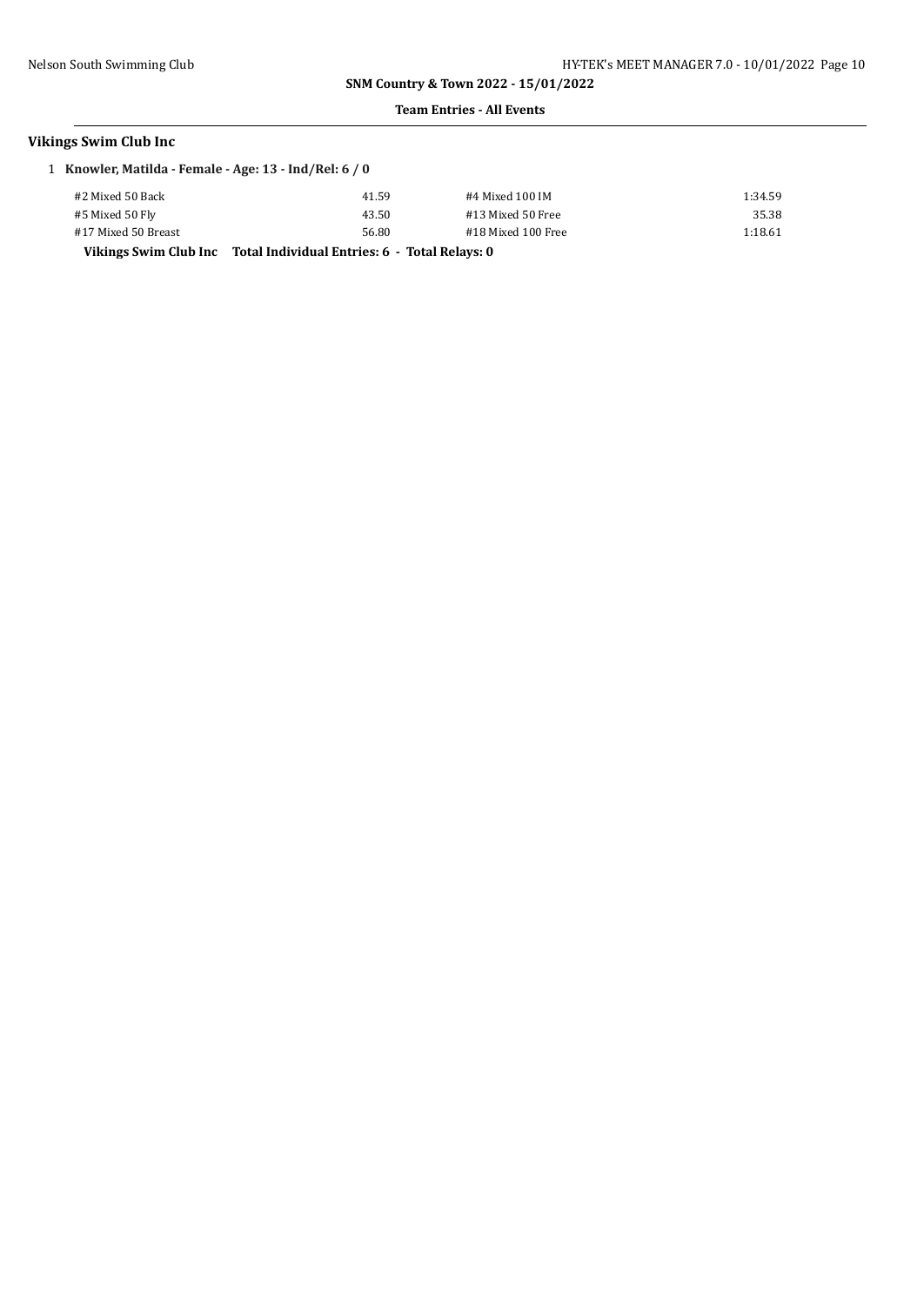**SNM Country & Town 2022 - 15/01/2022**

**Team Entries - All Events**

## Vikings Swim Club Inc

1 **Knowler, Matilda - Female - Age: 13 - Ind/Rel: 6 / 0**

| Event | Time | Event | Time |
|---|---|---|---|
| #2 Mixed 50 Back | 41.59 | #4 Mixed 100 IM | 1:34.59 |
| #5 Mixed 50 Fly | 43.50 | #13 Mixed 50 Free | 35.38 |
| #17 Mixed 50 Breast | 56.80 | #18 Mixed 100 Free | 1:18.61 |

**Vikings Swim Club Inc Total Individual Entries: 6 - Total Relays: 0**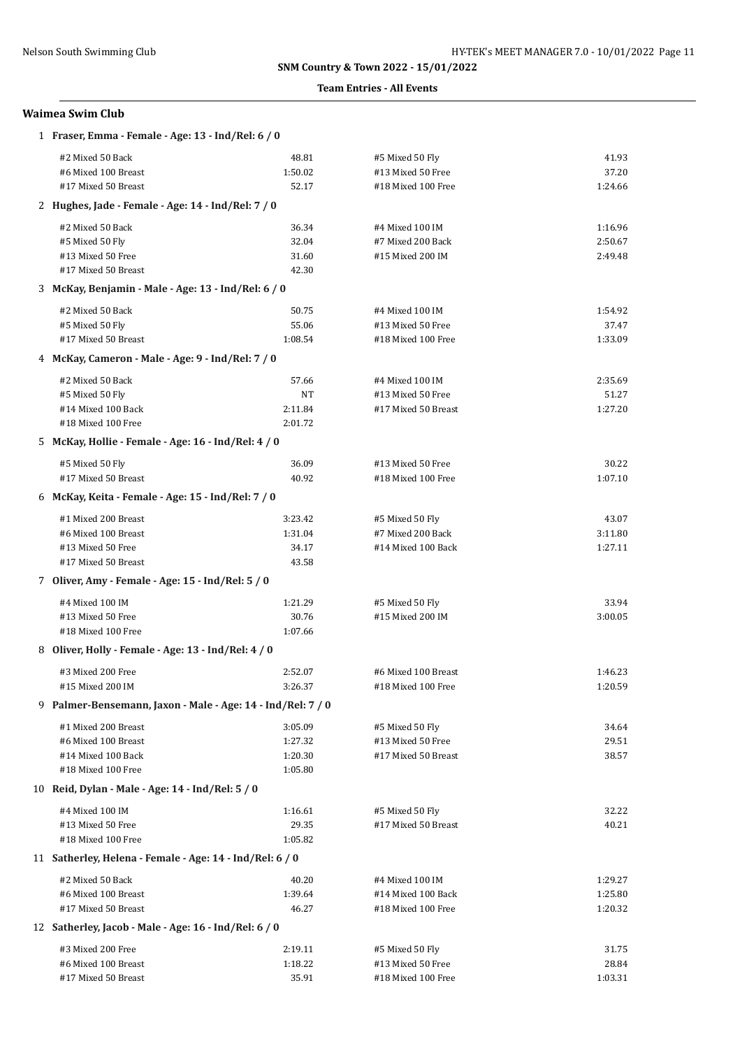**SNM Country & Town 2022 - 15/01/2022**

**Team Entries - All Events**

## Waimea Swim Club

**1 Fraser, Emma - Female - Age: 13 - Ind/Rel: 6 / 0**

| Event | Time | Event | Time |
|---|---|---|---|
| #2 Mixed 50 Back | 48.81 | #5 Mixed 50 Fly | 41.93 |
| #6 Mixed 100 Breast | 1:50.02 | #13 Mixed 50 Free | 37.20 |
| #17 Mixed 50 Breast | 52.17 | #18 Mixed 100 Free | 1:24.66 |

**2 Hughes, Jade - Female - Age: 14 - Ind/Rel: 7 / 0**

| Event | Time | Event | Time |
|---|---|---|---|
| #2 Mixed 50 Back | 36.34 | #4 Mixed 100 IM | 1:16.96 |
| #5 Mixed 50 Fly | 32.04 | #7 Mixed 200 Back | 2:50.67 |
| #13 Mixed 50 Free | 31.60 | #15 Mixed 200 IM | 2:49.48 |
| #17 Mixed 50 Breast | 42.30 | | |

**3 McKay, Benjamin - Male - Age: 13 - Ind/Rel: 6 / 0**

| Event | Time | Event | Time |
|---|---|---|---|
| #2 Mixed 50 Back | 50.75 | #4 Mixed 100 IM | 1:54.92 |
| #5 Mixed 50 Fly | 55.06 | #13 Mixed 50 Free | 37.47 |
| #17 Mixed 50 Breast | 1:08.54 | #18 Mixed 100 Free | 1:33.09 |

**4 McKay, Cameron - Male - Age: 9 - Ind/Rel: 7 / 0**

| Event | Time | Event | Time |
|---|---|---|---|
| #2 Mixed 50 Back | 57.66 | #4 Mixed 100 IM | 2:35.69 |
| #5 Mixed 50 Fly | NT | #13 Mixed 50 Free | 51.27 |
| #14 Mixed 100 Back | 2:11.84 | #17 Mixed 50 Breast | 1:27.20 |
| #18 Mixed 100 Free | 2:01.72 | | |

**5 McKay, Hollie - Female - Age: 16 - Ind/Rel: 4 / 0**

| Event | Time | Event | Time |
|---|---|---|---|
| #5 Mixed 50 Fly | 36.09 | #13 Mixed 50 Free | 30.22 |
| #17 Mixed 50 Breast | 40.92 | #18 Mixed 100 Free | 1:07.10 |

**6 McKay, Keita - Female - Age: 15 - Ind/Rel: 7 / 0**

| Event | Time | Event | Time |
|---|---|---|---|
| #1 Mixed 200 Breast | 3:23.42 | #5 Mixed 50 Fly | 43.07 |
| #6 Mixed 100 Breast | 1:31.04 | #7 Mixed 200 Back | 3:11.80 |
| #13 Mixed 50 Free | 34.17 | #14 Mixed 100 Back | 1:27.11 |
| #17 Mixed 50 Breast | 43.58 | | |

**7 Oliver, Amy - Female - Age: 15 - Ind/Rel: 5 / 0**

| Event | Time | Event | Time |
|---|---|---|---|
| #4 Mixed 100 IM | 1:21.29 | #5 Mixed 50 Fly | 33.94 |
| #13 Mixed 50 Free | 30.76 | #15 Mixed 200 IM | 3:00.05 |
| #18 Mixed 100 Free | 1:07.66 | | |

**8 Oliver, Holly - Female - Age: 13 - Ind/Rel: 4 / 0**

| Event | Time | Event | Time |
|---|---|---|---|
| #3 Mixed 200 Free | 2:52.07 | #6 Mixed 100 Breast | 1:46.23 |
| #15 Mixed 200 IM | 3:26.37 | #18 Mixed 100 Free | 1:20.59 |

**9 Palmer-Bensemann, Jaxon - Male - Age: 14 - Ind/Rel: 7 / 0**

| Event | Time | Event | Time |
|---|---|---|---|
| #1 Mixed 200 Breast | 3:05.09 | #5 Mixed 50 Fly | 34.64 |
| #6 Mixed 100 Breast | 1:27.32 | #13 Mixed 50 Free | 29.51 |
| #14 Mixed 100 Back | 1:20.30 | #17 Mixed 50 Breast | 38.57 |
| #18 Mixed 100 Free | 1:05.80 | | |

**10 Reid, Dylan - Male - Age: 14 - Ind/Rel: 5 / 0**

| Event | Time | Event | Time |
|---|---|---|---|
| #4 Mixed 100 IM | 1:16.61 | #5 Mixed 50 Fly | 32.22 |
| #13 Mixed 50 Free | 29.35 | #17 Mixed 50 Breast | 40.21 |
| #18 Mixed 100 Free | 1:05.82 | | |

**11 Satherley, Helena - Female - Age: 14 - Ind/Rel: 6 / 0**

| Event | Time | Event | Time |
|---|---|---|---|
| #2 Mixed 50 Back | 40.20 | #4 Mixed 100 IM | 1:29.27 |
| #6 Mixed 100 Breast | 1:39.64 | #14 Mixed 100 Back | 1:25.80 |
| #17 Mixed 50 Breast | 46.27 | #18 Mixed 100 Free | 1:20.32 |

**12 Satherley, Jacob - Male - Age: 16 - Ind/Rel: 6 / 0**

| Event | Time | Event | Time |
|---|---|---|---|
| #3 Mixed 200 Free | 2:19.11 | #5 Mixed 50 Fly | 31.75 |
| #6 Mixed 100 Breast | 1:18.22 | #13 Mixed 50 Free | 28.84 |
| #17 Mixed 50 Breast | 35.91 | #18 Mixed 100 Free | 1:03.31 |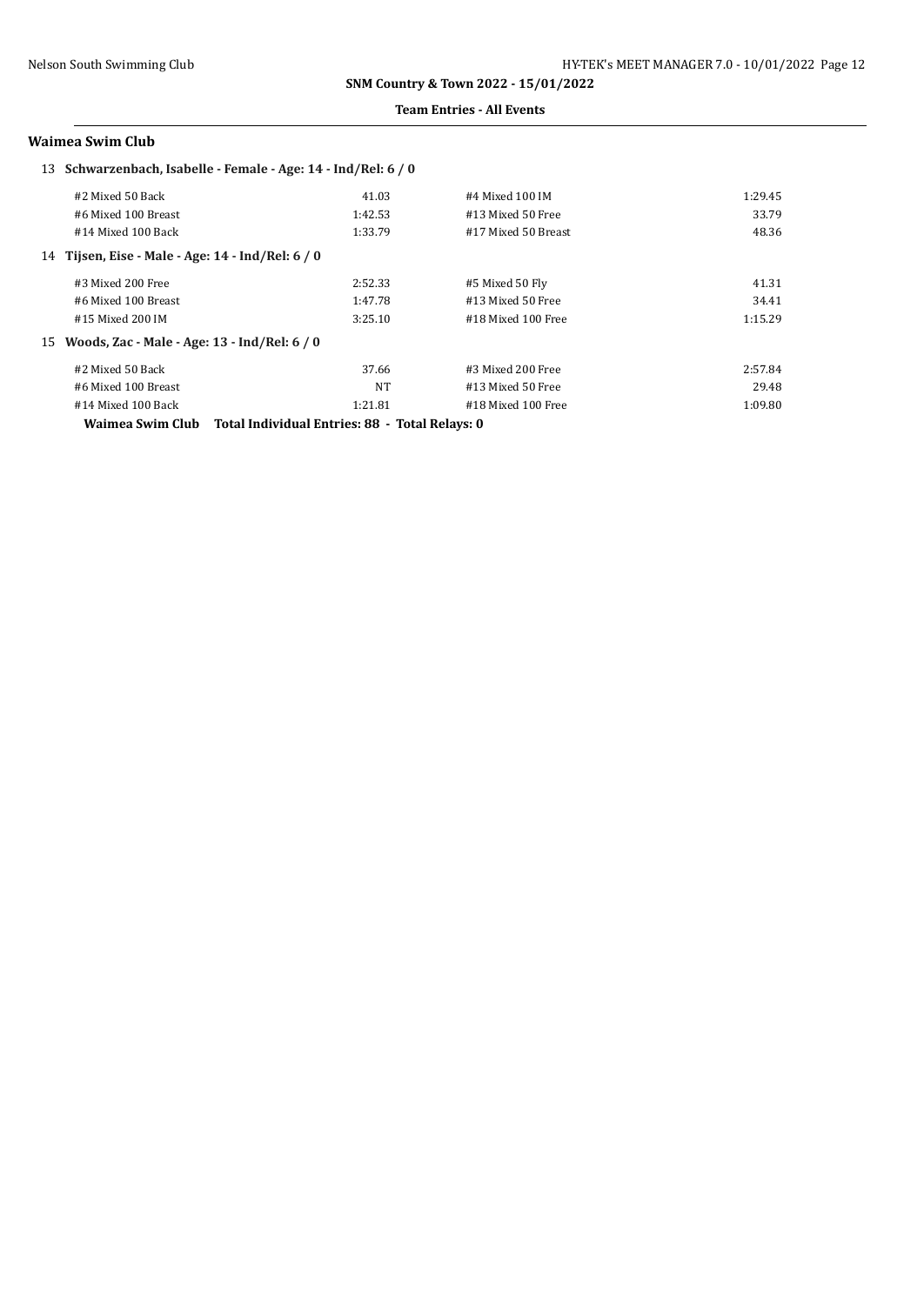**SNM Country & Town 2022 - 15/01/2022**

**Team Entries - All Events**

## Waimea Swim Club

### 13 Schwarzenbach, Isabelle - Female - Age: 14 - Ind/Rel: 6 / 0

| | | | |
|---|---|---|---|
| #2 Mixed 50 Back | 41.03 | #4 Mixed 100 IM | 1:29.45 |
| #6 Mixed 100 Breast | 1:42.53 | #13 Mixed 50 Free | 33.79 |
| #14 Mixed 100 Back | 1:33.79 | #17 Mixed 50 Breast | 48.36 |

### 14 Tijsen, Eise - Male - Age: 14 - Ind/Rel: 6 / 0

| | | | |
|---|---|---|---|
| #3 Mixed 200 Free | 2:52.33 | #5 Mixed 50 Fly | 41.31 |
| #6 Mixed 100 Breast | 1:47.78 | #13 Mixed 50 Free | 34.41 |
| #15 Mixed 200 IM | 3:25.10 | #18 Mixed 100 Free | 1:15.29 |

### 15 Woods, Zac - Male - Age: 13 - Ind/Rel: 6 / 0

| | | | |
|---|---|---|---|
| #2 Mixed 50 Back | 37.66 | #3 Mixed 200 Free | 2:57.84 |
| #6 Mixed 100 Breast | NT | #13 Mixed 50 Free | 29.48 |
| #14 Mixed 100 Back | 1:21.81 | #18 Mixed 100 Free | 1:09.80 |

**Waimea Swim Club Total Individual Entries: 88 - Total Relays: 0**